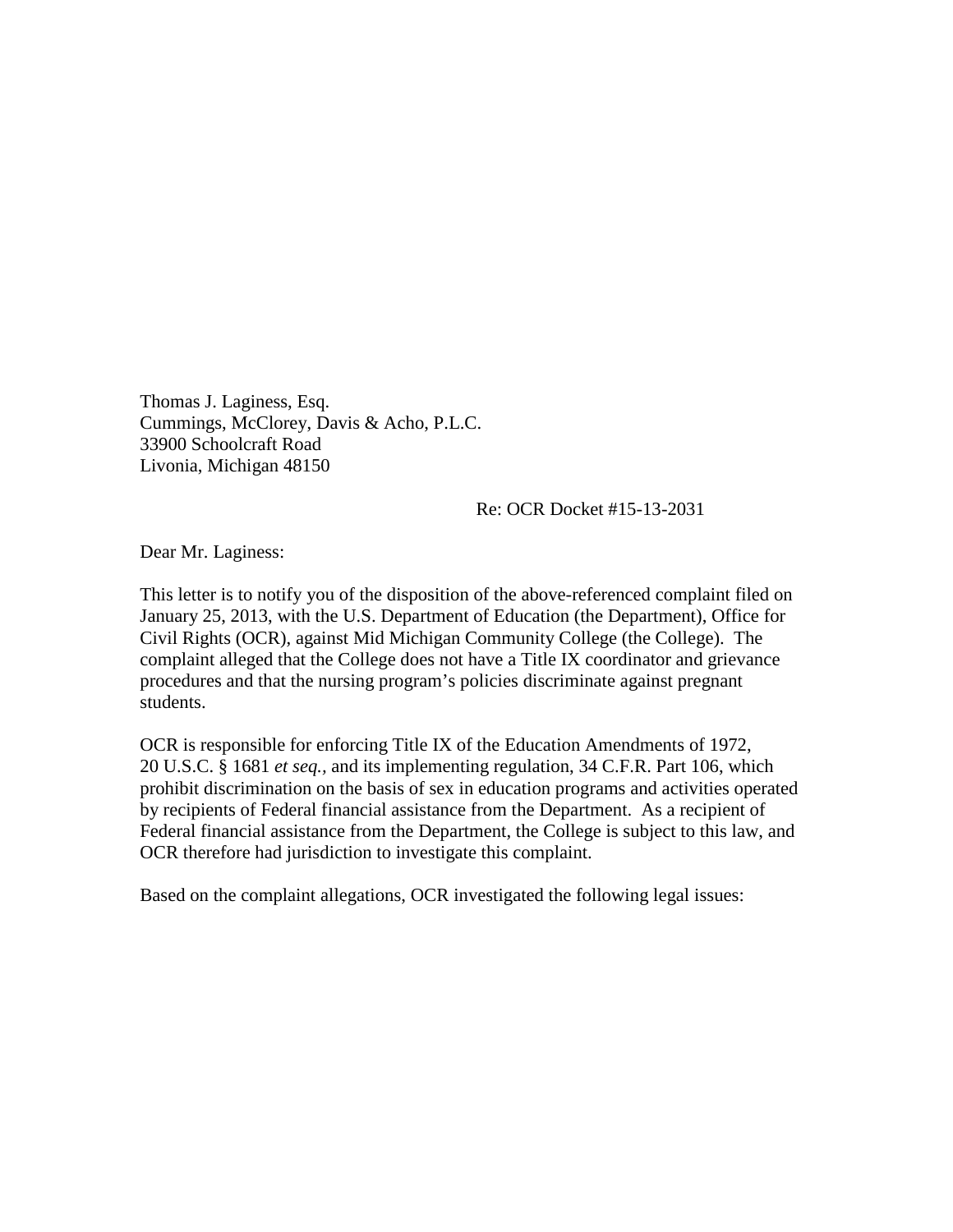Thomas J. Laginess, Esq.
Cummings, McClorey, Davis & Acho, P.L.C.
33900 Schoolcraft Road
Livonia, Michigan 48150

Re: OCR Docket #15-13-2031

Dear Mr. Laginess:

This letter is to notify you of the disposition of the above-referenced complaint filed on January 25, 2013, with the U.S. Department of Education (the Department), Office for Civil Rights (OCR), against Mid Michigan Community College (the College). The complaint alleged that the College does not have a Title IX coordinator and grievance procedures and that the nursing program's policies discriminate against pregnant students.

OCR is responsible for enforcing Title IX of the Education Amendments of 1972, 20 U.S.C. § 1681 *et seq.*, and its implementing regulation, 34 C.F.R. Part 106, which prohibit discrimination on the basis of sex in education programs and activities operated by recipients of Federal financial assistance from the Department. As a recipient of Federal financial assistance from the Department, the College is subject to this law, and OCR therefore had jurisdiction to investigate this complaint.

Based on the complaint allegations, OCR investigated the following legal issues: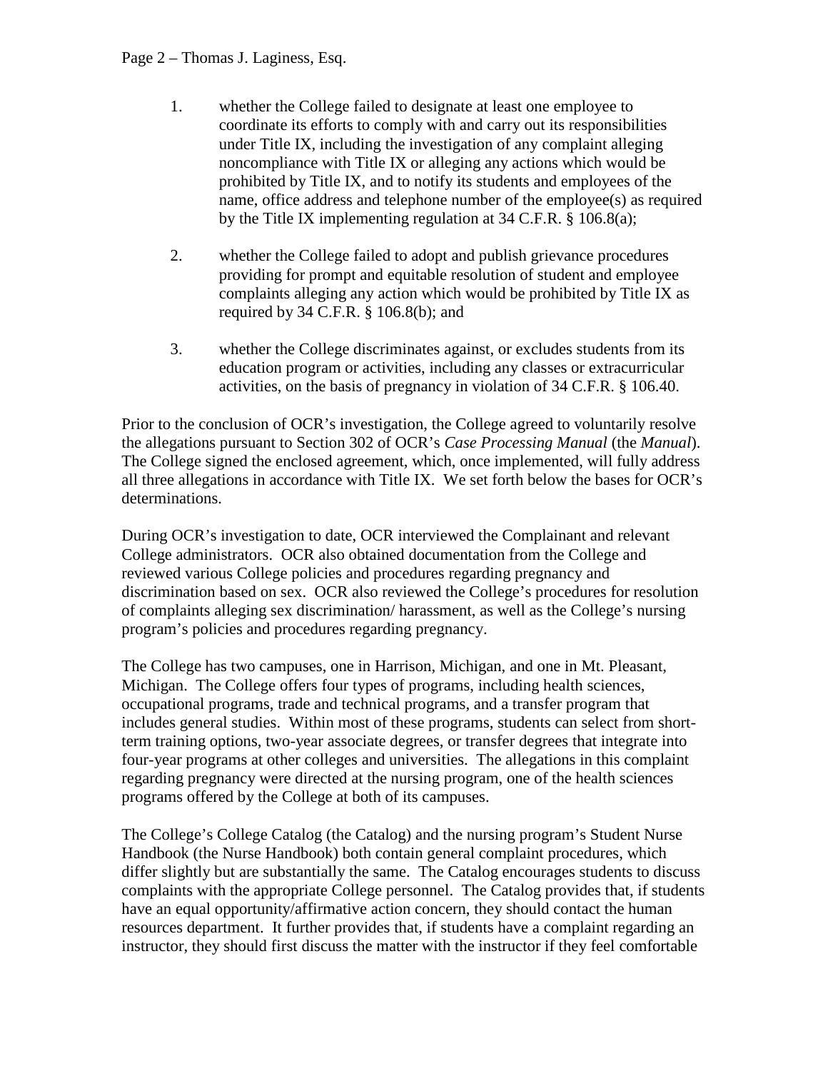1. whether the College failed to designate at least one employee to coordinate its efforts to comply with and carry out its responsibilities under Title IX, including the investigation of any complaint alleging noncompliance with Title IX or alleging any actions which would be prohibited by Title IX, and to notify its students and employees of the name, office address and telephone number of the employee(s) as required by the Title IX implementing regulation at 34 C.F.R. § 106.8(a);

2. whether the College failed to adopt and publish grievance procedures providing for prompt and equitable resolution of student and employee complaints alleging any action which would be prohibited by Title IX as required by 34 C.F.R. § 106.8(b); and

3. whether the College discriminates against, or excludes students from its education program or activities, including any classes or extracurricular activities, on the basis of pregnancy in violation of 34 C.F.R. § 106.40.

Prior to the conclusion of OCR's investigation, the College agreed to voluntarily resolve the allegations pursuant to Section 302 of OCR's *Case Processing Manual* (the *Manual*). The College signed the enclosed agreement, which, once implemented, will fully address all three allegations in accordance with Title IX. We set forth below the bases for OCR's determinations.

During OCR's investigation to date, OCR interviewed the Complainant and relevant College administrators. OCR also obtained documentation from the College and reviewed various College policies and procedures regarding pregnancy and discrimination based on sex. OCR also reviewed the College's procedures for resolution of complaints alleging sex discrimination/ harassment, as well as the College's nursing program's policies and procedures regarding pregnancy.

The College has two campuses, one in Harrison, Michigan, and one in Mt. Pleasant, Michigan. The College offers four types of programs, including health sciences, occupational programs, trade and technical programs, and a transfer program that includes general studies. Within most of these programs, students can select from short-term training options, two-year associate degrees, or transfer degrees that integrate into four-year programs at other colleges and universities. The allegations in this complaint regarding pregnancy were directed at the nursing program, one of the health sciences programs offered by the College at both of its campuses.

The College's College Catalog (the Catalog) and the nursing program's Student Nurse Handbook (the Nurse Handbook) both contain general complaint procedures, which differ slightly but are substantially the same. The Catalog encourages students to discuss complaints with the appropriate College personnel. The Catalog provides that, if students have an equal opportunity/affirmative action concern, they should contact the human resources department. It further provides that, if students have a complaint regarding an instructor, they should first discuss the matter with the instructor if they feel comfortable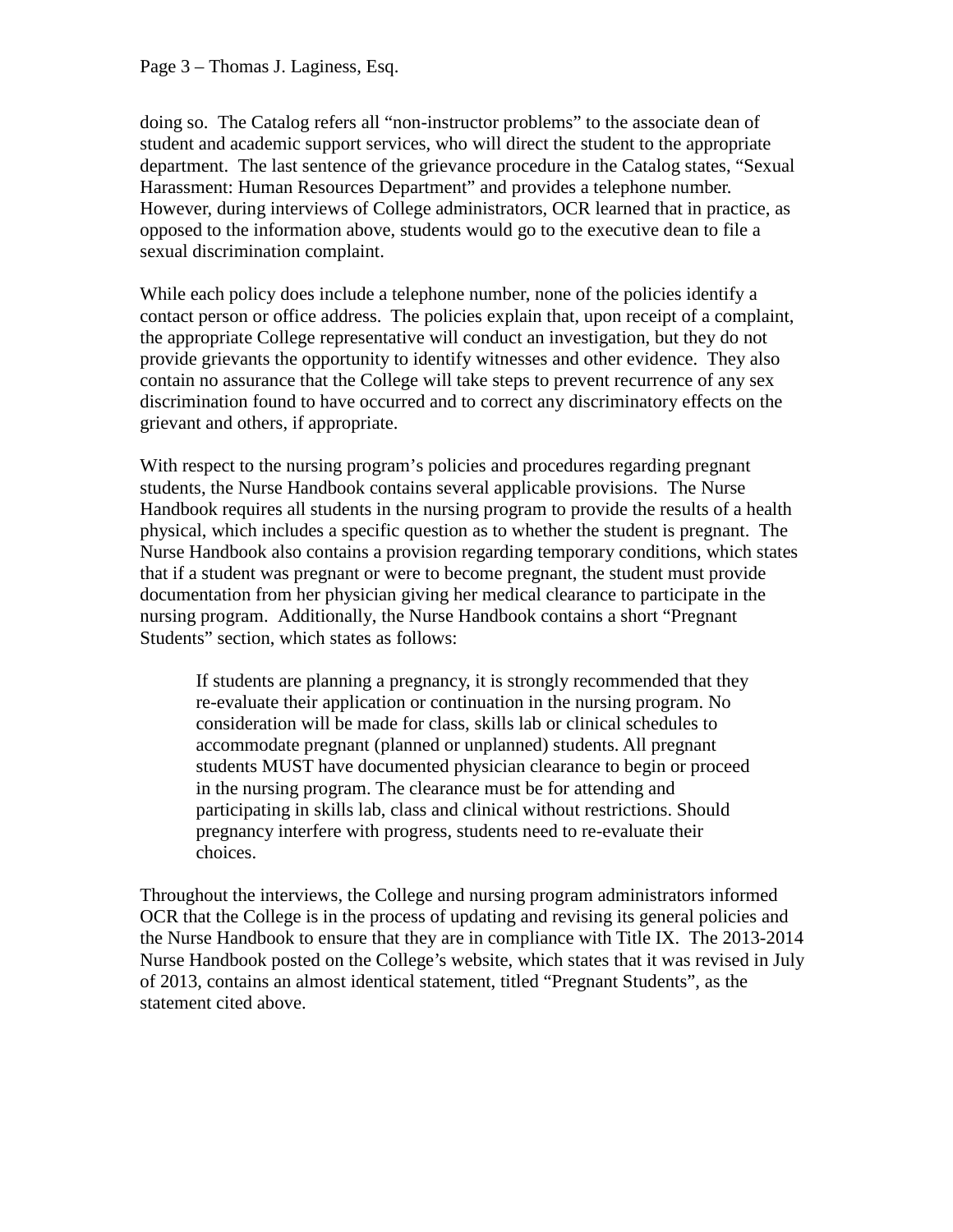doing so. The Catalog refers all "non-instructor problems" to the associate dean of student and academic support services, who will direct the student to the appropriate department. The last sentence of the grievance procedure in the Catalog states, "Sexual Harassment: Human Resources Department" and provides a telephone number. However, during interviews of College administrators, OCR learned that in practice, as opposed to the information above, students would go to the executive dean to file a sexual discrimination complaint.

While each policy does include a telephone number, none of the policies identify a contact person or office address. The policies explain that, upon receipt of a complaint, the appropriate College representative will conduct an investigation, but they do not provide grievants the opportunity to identify witnesses and other evidence. They also contain no assurance that the College will take steps to prevent recurrence of any sex discrimination found to have occurred and to correct any discriminatory effects on the grievant and others, if appropriate.

With respect to the nursing program's policies and procedures regarding pregnant students, the Nurse Handbook contains several applicable provisions. The Nurse Handbook requires all students in the nursing program to provide the results of a health physical, which includes a specific question as to whether the student is pregnant. The Nurse Handbook also contains a provision regarding temporary conditions, which states that if a student was pregnant or were to become pregnant, the student must provide documentation from her physician giving her medical clearance to participate in the nursing program. Additionally, the Nurse Handbook contains a short "Pregnant Students" section, which states as follows:

> If students are planning a pregnancy, it is strongly recommended that they re-evaluate their application or continuation in the nursing program. No consideration will be made for class, skills lab or clinical schedules to accommodate pregnant (planned or unplanned) students. All pregnant students MUST have documented physician clearance to begin or proceed in the nursing program. The clearance must be for attending and participating in skills lab, class and clinical without restrictions. Should pregnancy interfere with progress, students need to re-evaluate their choices.

Throughout the interviews, the College and nursing program administrators informed OCR that the College is in the process of updating and revising its general policies and the Nurse Handbook to ensure that they are in compliance with Title IX. The 2013-2014 Nurse Handbook posted on the College's website, which states that it was revised in July of 2013, contains an almost identical statement, titled "Pregnant Students", as the statement cited above.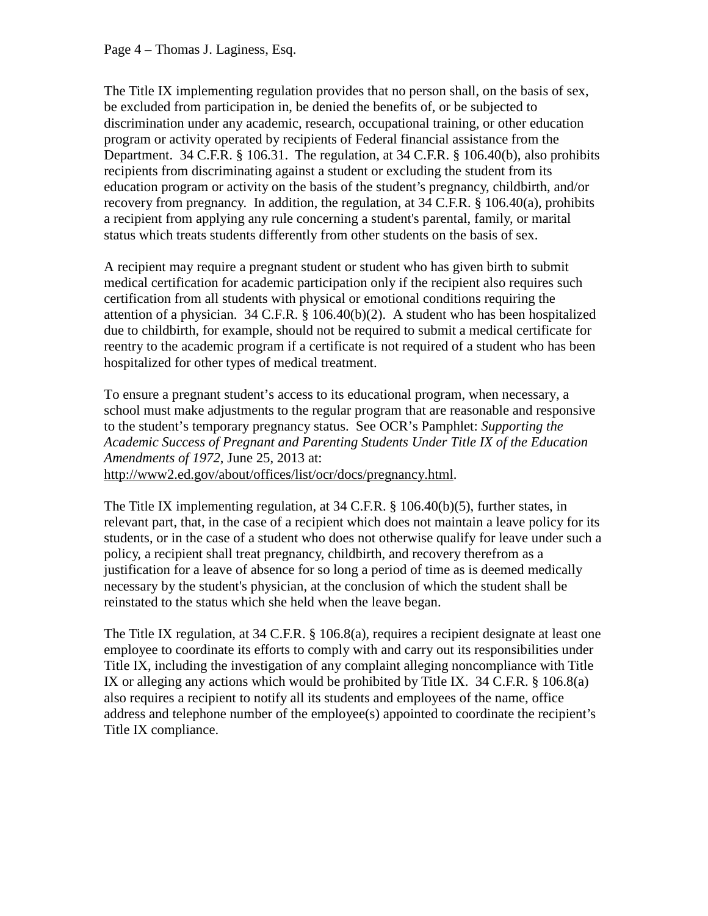The Title IX implementing regulation provides that no person shall, on the basis of sex, be excluded from participation in, be denied the benefits of, or be subjected to discrimination under any academic, research, occupational training, or other education program or activity operated by recipients of Federal financial assistance from the Department. 34 C.F.R. § 106.31. The regulation, at 34 C.F.R. § 106.40(b), also prohibits recipients from discriminating against a student or excluding the student from its education program or activity on the basis of the student's pregnancy, childbirth, and/or recovery from pregnancy. In addition, the regulation, at 34 C.F.R. § 106.40(a), prohibits a recipient from applying any rule concerning a student's parental, family, or marital status which treats students differently from other students on the basis of sex.

A recipient may require a pregnant student or student who has given birth to submit medical certification for academic participation only if the recipient also requires such certification from all students with physical or emotional conditions requiring the attention of a physician. 34 C.F.R. § 106.40(b)(2). A student who has been hospitalized due to childbirth, for example, should not be required to submit a medical certificate for reentry to the academic program if a certificate is not required of a student who has been hospitalized for other types of medical treatment.

To ensure a pregnant student's access to its educational program, when necessary, a school must make adjustments to the regular program that are reasonable and responsive to the student's temporary pregnancy status. See OCR's Pamphlet: *Supporting the Academic Success of Pregnant and Parenting Students Under Title IX of the Education Amendments of 1972*, June 25, 2013 at: http://www2.ed.gov/about/offices/list/ocr/docs/pregnancy.html.

The Title IX implementing regulation, at 34 C.F.R. § 106.40(b)(5), further states, in relevant part, that, in the case of a recipient which does not maintain a leave policy for its students, or in the case of a student who does not otherwise qualify for leave under such a policy, a recipient shall treat pregnancy, childbirth, and recovery therefrom as a justification for a leave of absence for so long a period of time as is deemed medically necessary by the student's physician, at the conclusion of which the student shall be reinstated to the status which she held when the leave began.

The Title IX regulation, at 34 C.F.R. § 106.8(a), requires a recipient designate at least one employee to coordinate its efforts to comply with and carry out its responsibilities under Title IX, including the investigation of any complaint alleging noncompliance with Title IX or alleging any actions which would be prohibited by Title IX. 34 C.F.R. § 106.8(a) also requires a recipient to notify all its students and employees of the name, office address and telephone number of the employee(s) appointed to coordinate the recipient's Title IX compliance.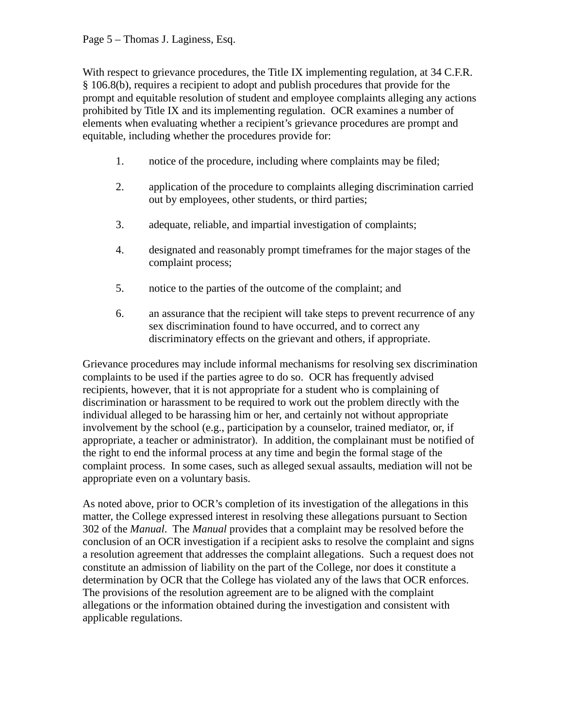With respect to grievance procedures, the Title IX implementing regulation, at 34 C.F.R. § 106.8(b), requires a recipient to adopt and publish procedures that provide for the prompt and equitable resolution of student and employee complaints alleging any actions prohibited by Title IX and its implementing regulation. OCR examines a number of elements when evaluating whether a recipient's grievance procedures are prompt and equitable, including whether the procedures provide for:

1. notice of the procedure, including where complaints may be filed;

2. application of the procedure to complaints alleging discrimination carried out by employees, other students, or third parties;

3. adequate, reliable, and impartial investigation of complaints;

4. designated and reasonably prompt timeframes for the major stages of the complaint process;

5. notice to the parties of the outcome of the complaint; and

6. an assurance that the recipient will take steps to prevent recurrence of any sex discrimination found to have occurred, and to correct any discriminatory effects on the grievant and others, if appropriate.

Grievance procedures may include informal mechanisms for resolving sex discrimination complaints to be used if the parties agree to do so. OCR has frequently advised recipients, however, that it is not appropriate for a student who is complaining of discrimination or harassment to be required to work out the problem directly with the individual alleged to be harassing him or her, and certainly not without appropriate involvement by the school (e.g., participation by a counselor, trained mediator, or, if appropriate, a teacher or administrator). In addition, the complainant must be notified of the right to end the informal process at any time and begin the formal stage of the complaint process. In some cases, such as alleged sexual assaults, mediation will not be appropriate even on a voluntary basis.

As noted above, prior to OCR's completion of its investigation of the allegations in this matter, the College expressed interest in resolving these allegations pursuant to Section 302 of the *Manual*. The *Manual* provides that a complaint may be resolved before the conclusion of an OCR investigation if a recipient asks to resolve the complaint and signs a resolution agreement that addresses the complaint allegations. Such a request does not constitute an admission of liability on the part of the College, nor does it constitute a determination by OCR that the College has violated any of the laws that OCR enforces. The provisions of the resolution agreement are to be aligned with the complaint allegations or the information obtained during the investigation and consistent with applicable regulations.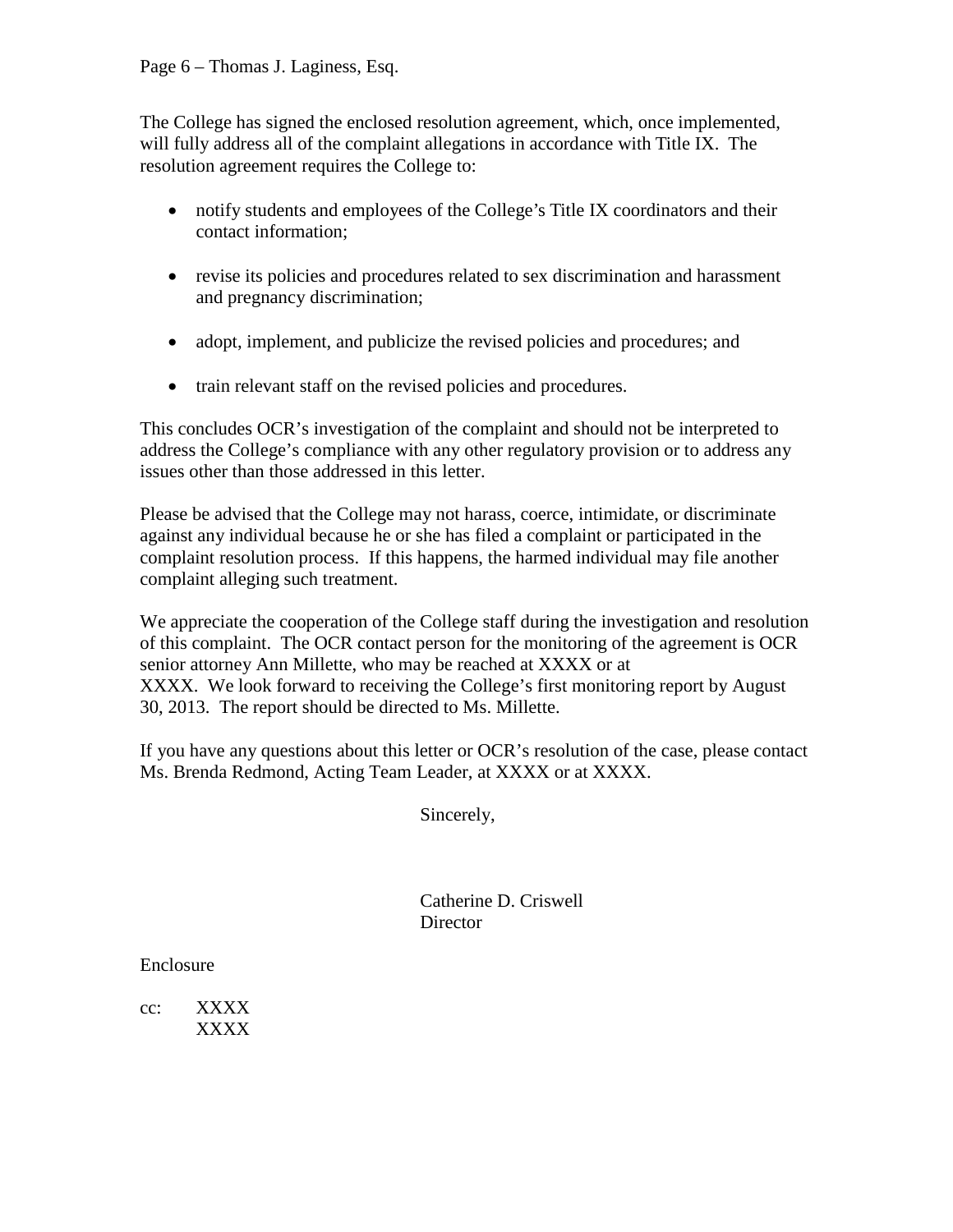The College has signed the enclosed resolution agreement, which, once implemented, will fully address all of the complaint allegations in accordance with Title IX. The resolution agreement requires the College to:

- notify students and employees of the College's Title IX coordinators and their contact information;
- revise its policies and procedures related to sex discrimination and harassment and pregnancy discrimination;
- adopt, implement, and publicize the revised policies and procedures; and
- train relevant staff on the revised policies and procedures.

This concludes OCR's investigation of the complaint and should not be interpreted to address the College's compliance with any other regulatory provision or to address any issues other than those addressed in this letter.

Please be advised that the College may not harass, coerce, intimidate, or discriminate against any individual because he or she has filed a complaint or participated in the complaint resolution process. If this happens, the harmed individual may file another complaint alleging such treatment.

We appreciate the cooperation of the College staff during the investigation and resolution of this complaint. The OCR contact person for the monitoring of the agreement is OCR senior attorney Ann Millette, who may be reached at XXXX or at XXXX. We look forward to receiving the College's first monitoring report by August 30, 2013. The report should be directed to Ms. Millette.

If you have any questions about this letter or OCR's resolution of the case, please contact Ms. Brenda Redmond, Acting Team Leader, at XXXX or at XXXX.

Sincerely,

Catherine D. Criswell
Director

Enclosure

cc: XXXX
XXXX